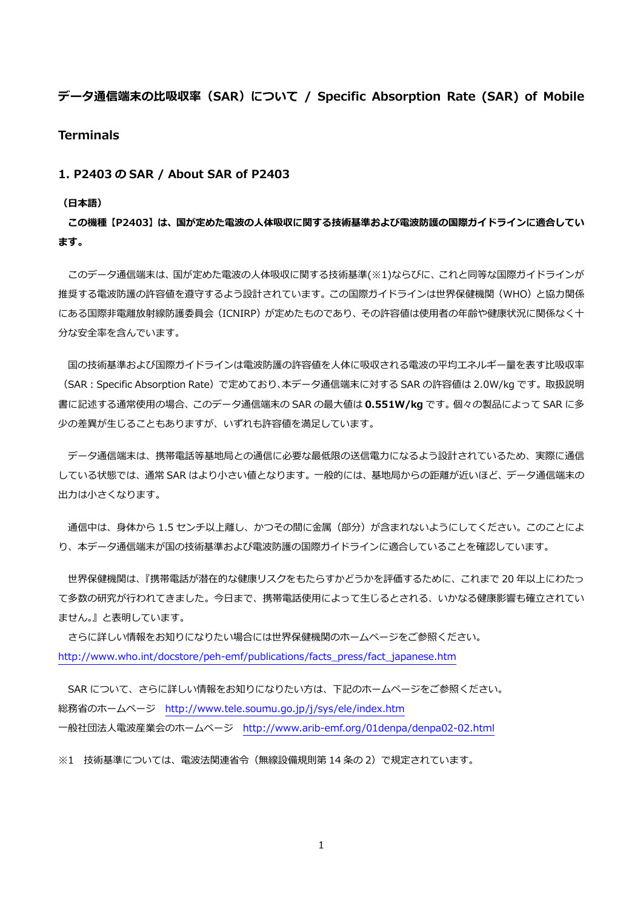# データ通信端末の比吸収率（SAR）について / Specific Absorption Rate (SAR) of Mobile Terminals

## 1. P2403 の SAR / About SAR of P2403

**（日本語）**

**この機種【P2403】は、国が定めた電波の人体吸収に関する技術基準および電波防護の国際ガイドラインに適合しています。**

このデータ通信端末は、国が定めた電波の人体吸収に関する技術基準(※1)ならびに、これと同等な国際ガイドラインが推奨する電波防護の許容値を遵守するよう設計されています。この国際ガイドラインは世界保健機関（WHO）と協力関係にある国際非電離放射線防護委員会（ICNIRP）が定めたものであり、その許容値は使用者の年齢や健康状況に関係なく十分な安全率を含んでいます。

国の技術基準および国際ガイドラインは電波防護の許容値を人体に吸収される電波の平均エネルギー量を表す比吸収率（SAR : Specific Absorption Rate）で定めており、本データ通信端末に対する SAR の許容値は 2.0W/kg です。取扱説明書に記述する通常使用の場合、このデータ通信端末の SAR の最大値は **0.551W/kg** です。個々の製品によって SAR に多少の差異が生じることもありますが、いずれも許容値を満足しています。

データ通信端末は、携帯電話等基地局との通信に必要な最低限の送信電力になるよう設計されているため、実際に通信している状態では、通常 SAR はより小さい値となります。一般的には、基地局からの距離が近いほど、データ通信端末の出力は小さくなります。

通信中は、身体から 1.5 センチ以上離し、かつその間に金属（部分）が含まれないようにしてください。このことにより、本データ通信端末が国の技術基準および電波防護の国際ガイドラインに適合していることを確認しています。

世界保健機関は、『携帯電話が潜在的な健康リスクをもたらすかどうかを評価するために、これまで 20 年以上にわたって多数の研究が行われてきました。今日まで、携帯電話使用によって生じるとされる、いかなる健康影響も確立されていません。』と表明しています。

さらに詳しい情報をお知りになりたい場合には世界保健機関のホームページをご参照ください。
http://www.who.int/docstore/peh-emf/publications/facts_press/fact_japanese.htm

SAR について、さらに詳しい情報をお知りになりたい方は、下記のホームページをご参照ください。
総務省のホームページ　http://www.tele.soumu.go.jp/j/sys/ele/index.htm
一般社団法人電波産業会のホームページ　http://www.arib-emf.org/01denpa/denpa02-02.html

※1　技術基準については、電波法関連省令（無線設備規則第 14 条の 2）で規定されています。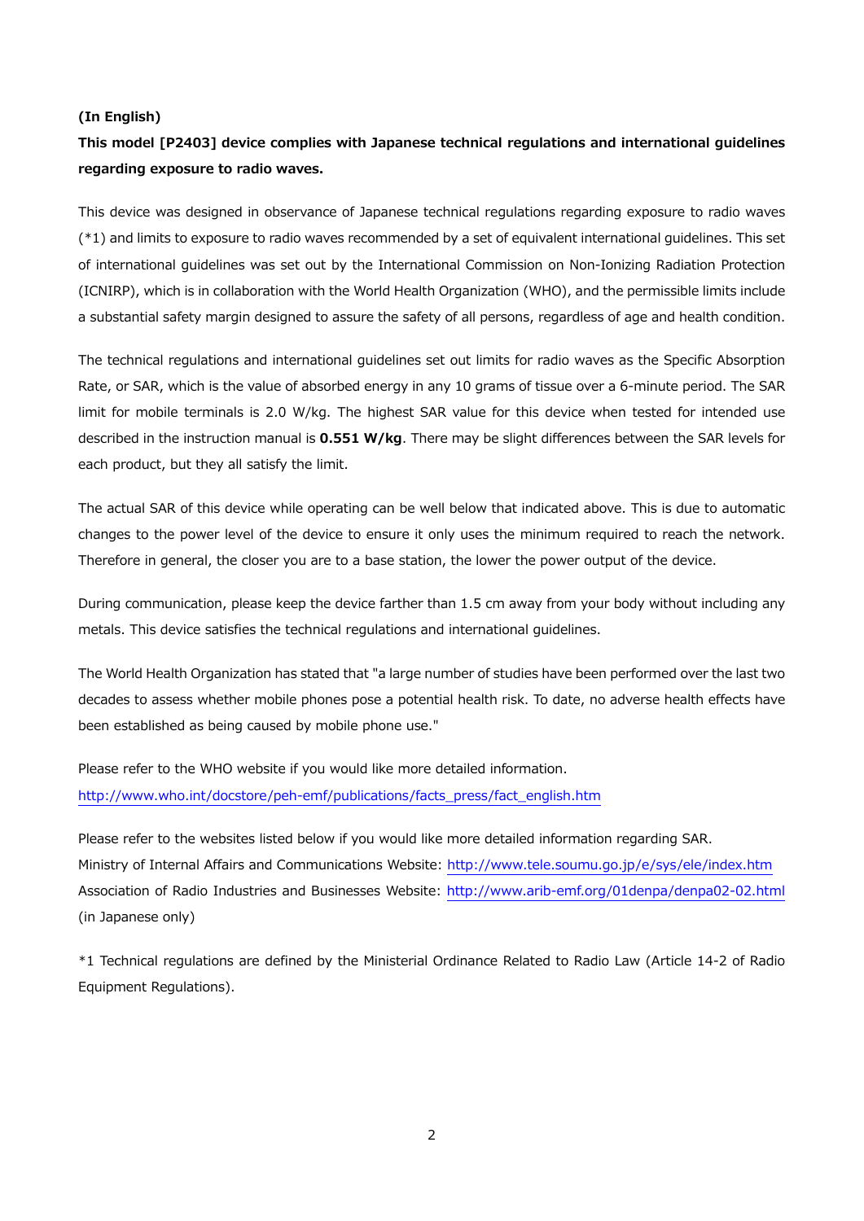**(In English)**

**This model [P2403] device complies with Japanese technical regulations and international guidelines regarding exposure to radio waves.**

This device was designed in observance of Japanese technical regulations regarding exposure to radio waves (*1) and limits to exposure to radio waves recommended by a set of equivalent international guidelines. This set of international guidelines was set out by the International Commission on Non-Ionizing Radiation Protection (ICNIRP), which is in collaboration with the World Health Organization (WHO), and the permissible limits include a substantial safety margin designed to assure the safety of all persons, regardless of age and health condition.

The technical regulations and international guidelines set out limits for radio waves as the Specific Absorption Rate, or SAR, which is the value of absorbed energy in any 10 grams of tissue over a 6-minute period. The SAR limit for mobile terminals is 2.0 W/kg. The highest SAR value for this device when tested for intended use described in the instruction manual is **0.551 W/kg**. There may be slight differences between the SAR levels for each product, but they all satisfy the limit.

The actual SAR of this device while operating can be well below that indicated above. This is due to automatic changes to the power level of the device to ensure it only uses the minimum required to reach the network. Therefore in general, the closer you are to a base station, the lower the power output of the device.

During communication, please keep the device farther than 1.5 cm away from your body without including any metals. This device satisfies the technical regulations and international guidelines.

The World Health Organization has stated that "a large number of studies have been performed over the last two decades to assess whether mobile phones pose a potential health risk. To date, no adverse health effects have been established as being caused by mobile phone use."

Please refer to the WHO website if you would like more detailed information.
http://www.who.int/docstore/peh-emf/publications/facts_press/fact_english.htm

Please refer to the websites listed below if you would like more detailed information regarding SAR.
Ministry of Internal Affairs and Communications Website: http://www.tele.soumu.go.jp/e/sys/ele/index.htm
Association of Radio Industries and Businesses Website: http://www.arib-emf.org/01denpa/denpa02-02.html (in Japanese only)

*1 Technical regulations are defined by the Ministerial Ordinance Related to Radio Law (Article 14-2 of Radio Equipment Regulations).